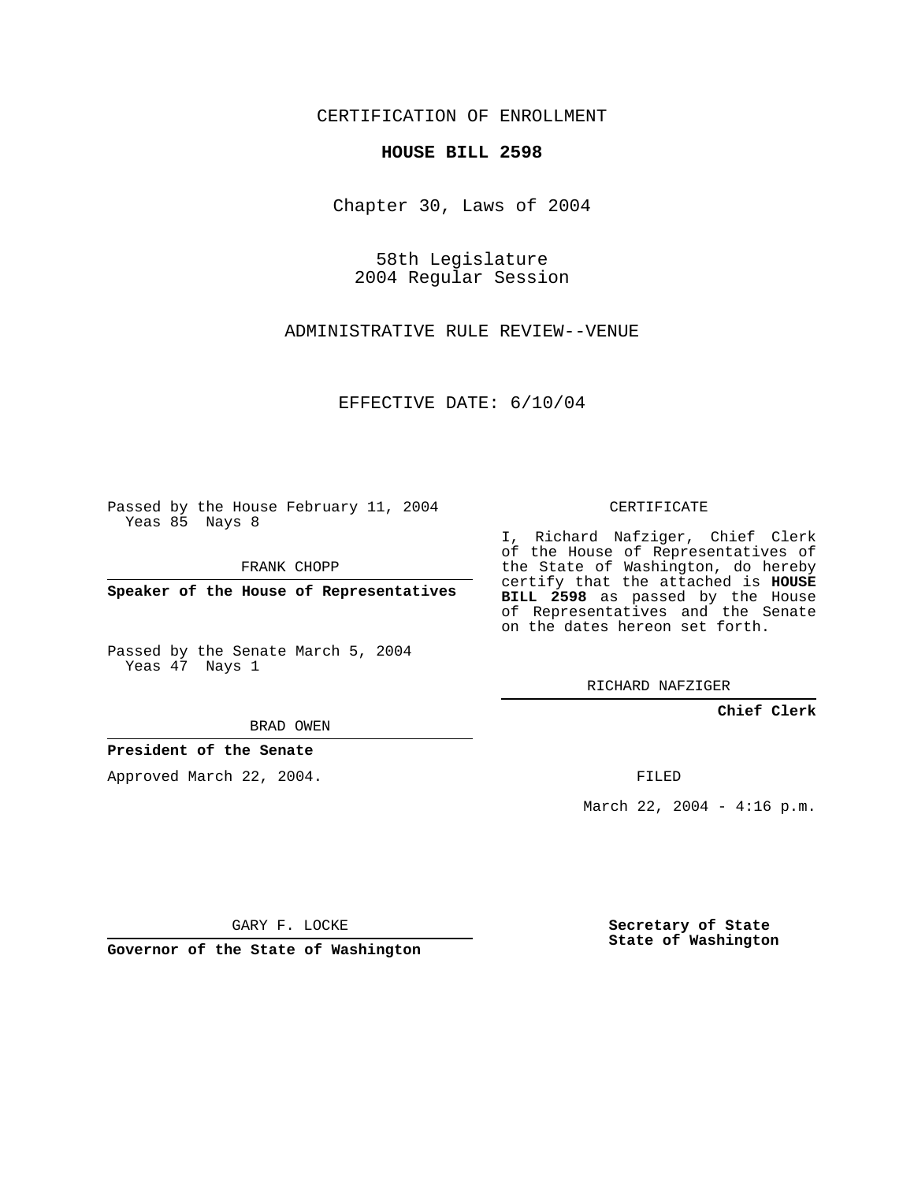CERTIFICATION OF ENROLLMENT

**HOUSE BILL 2598**

Chapter 30, Laws of 2004

58th Legislature
2004 Regular Session

ADMINISTRATIVE RULE REVIEW--VENUE

EFFECTIVE DATE: 6/10/04

Passed by the House February 11, 2004
Yeas 85 Nays 8

FRANK CHOPP

**Speaker of the House of Representatives**

Passed by the Senate March 5, 2004
Yeas 47 Nays 1

BRAD OWEN

**President of the Senate**

Approved March 22, 2004.

GARY F. LOCKE

**Governor of the State of Washington**

CERTIFICATE

I, Richard Nafziger, Chief Clerk of the House of Representatives of the State of Washington, do hereby certify that the attached is **HOUSE BILL 2598** as passed by the House of Representatives and the Senate on the dates hereon set forth.

RICHARD NAFZIGER

**Chief Clerk**

FILED

March 22, 2004 - 4:16 p.m.

**Secretary of State**
**State of Washington**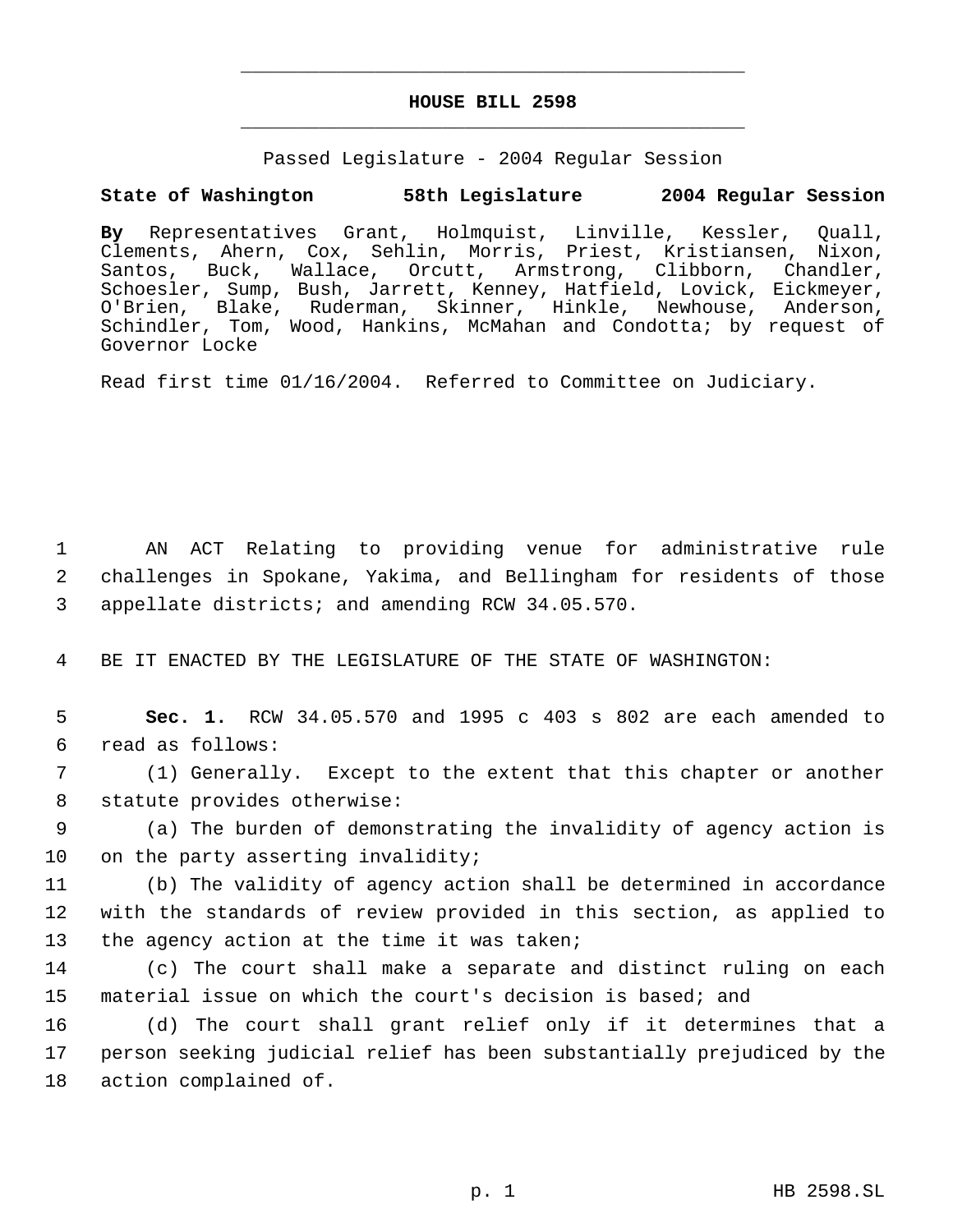# HOUSE BILL 2598

Passed Legislature - 2004 Regular Session

**State of Washington 58th Legislature 2004 Regular Session**

**By** Representatives Grant, Holmquist, Linville, Kessler, Quall, Clements, Ahern, Cox, Sehlin, Morris, Priest, Kristiansen, Nixon, Santos, Buck, Wallace, Orcutt, Armstrong, Clibborn, Chandler, Schoesler, Sump, Bush, Jarrett, Kenney, Hatfield, Lovick, Eickmeyer, O'Brien, Blake, Ruderman, Skinner, Hinkle, Newhouse, Anderson, Schindler, Tom, Wood, Hankins, McMahan and Condotta; by request of Governor Locke

Read first time 01/16/2004. Referred to Committee on Judiciary.

1 AN ACT Relating to providing venue for administrative rule
2 challenges in Spokane, Yakima, and Bellingham for residents of those
3 appellate districts; and amending RCW 34.05.570.

4 BE IT ENACTED BY THE LEGISLATURE OF THE STATE OF WASHINGTON:

5 **Sec. 1.** RCW 34.05.570 and 1995 c 403 s 802 are each amended to
6 read as follows:

7 (1) Generally. Except to the extent that this chapter or another
8 statute provides otherwise:

9 (a) The burden of demonstrating the invalidity of agency action is
10 on the party asserting invalidity;

11 (b) The validity of agency action shall be determined in accordance
12 with the standards of review provided in this section, as applied to
13 the agency action at the time it was taken;

14 (c) The court shall make a separate and distinct ruling on each
15 material issue on which the court's decision is based; and

16 (d) The court shall grant relief only if it determines that a
17 person seeking judicial relief has been substantially prejudiced by the
18 action complained of.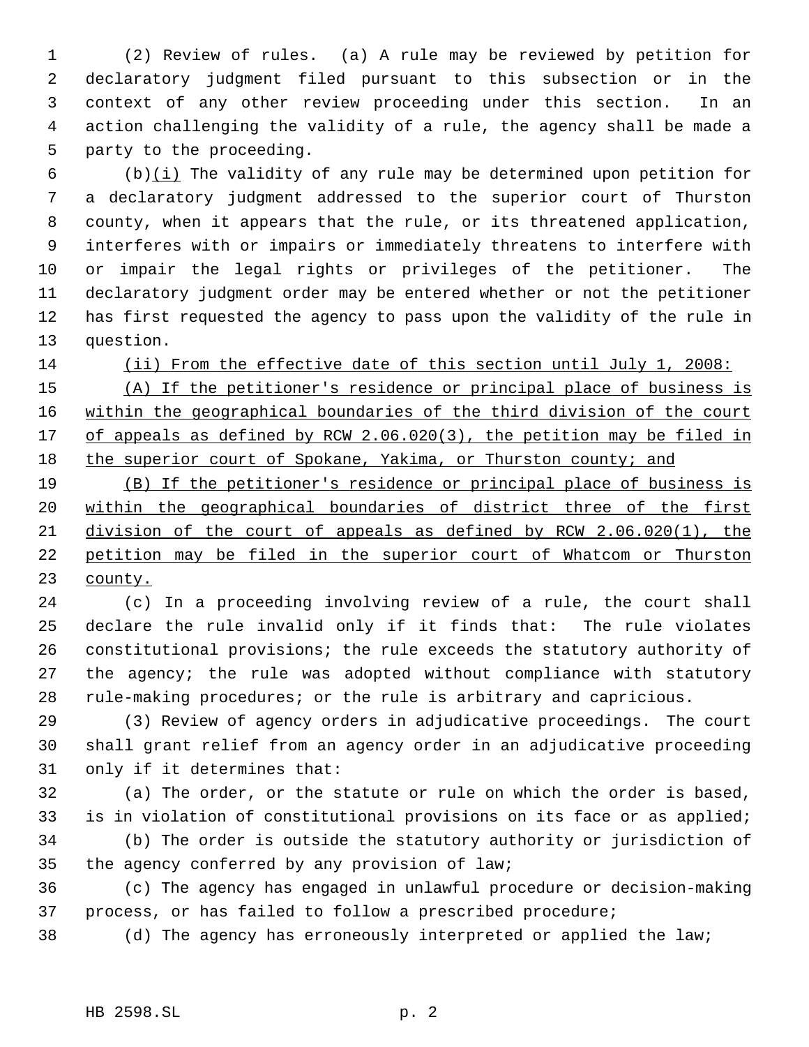(2) Review of rules. (a) A rule may be reviewed by petition for declaratory judgment filed pursuant to this subsection or in the context of any other review proceeding under this section. In an action challenging the validity of a rule, the agency shall be made a party to the proceeding.

(b)<u>(i)</u> The validity of any rule may be determined upon petition for a declaratory judgment addressed to the superior court of Thurston county, when it appears that the rule, or its threatened application, interferes with or impairs or immediately threatens to interfere with or impair the legal rights or privileges of the petitioner. The declaratory judgment order may be entered whether or not the petitioner has first requested the agency to pass upon the validity of the rule in question.

<u>(ii) From the effective date of this section until July 1, 2008:</u>

<u>(A) If the petitioner's residence or principal place of business is within the geographical boundaries of the third division of the court of appeals as defined by RCW 2.06.020(3), the petition may be filed in the superior court of Spokane, Yakima, or Thurston county; and</u>

<u>(B) If the petitioner's residence or principal place of business is within the geographical boundaries of district three of the first division of the court of appeals as defined by RCW 2.06.020(1), the petition may be filed in the superior court of Whatcom or Thurston county.</u>

(c) In a proceeding involving review of a rule, the court shall declare the rule invalid only if it finds that: The rule violates constitutional provisions; the rule exceeds the statutory authority of the agency; the rule was adopted without compliance with statutory rule-making procedures; or the rule is arbitrary and capricious.

(3) Review of agency orders in adjudicative proceedings. The court shall grant relief from an agency order in an adjudicative proceeding only if it determines that:

(a) The order, or the statute or rule on which the order is based, is in violation of constitutional provisions on its face or as applied;

(b) The order is outside the statutory authority or jurisdiction of the agency conferred by any provision of law;

(c) The agency has engaged in unlawful procedure or decision-making process, or has failed to follow a prescribed procedure;

(d) The agency has erroneously interpreted or applied the law;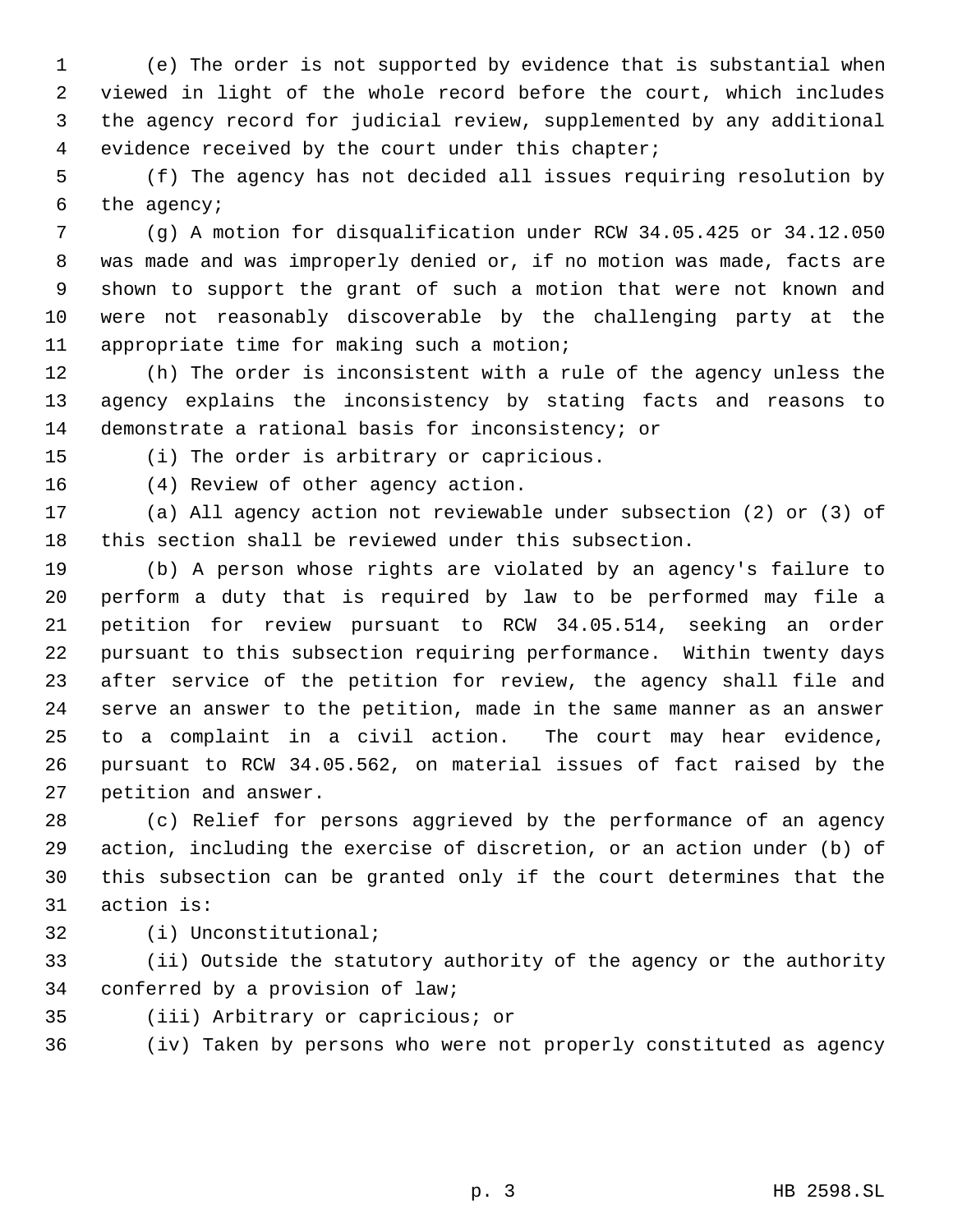(e) The order is not supported by evidence that is substantial when viewed in light of the whole record before the court, which includes the agency record for judicial review, supplemented by any additional evidence received by the court under this chapter;

(f) The agency has not decided all issues requiring resolution by the agency;

(g) A motion for disqualification under RCW 34.05.425 or 34.12.050 was made and was improperly denied or, if no motion was made, facts are shown to support the grant of such a motion that were not known and were not reasonably discoverable by the challenging party at the appropriate time for making such a motion;

(h) The order is inconsistent with a rule of the agency unless the agency explains the inconsistency by stating facts and reasons to demonstrate a rational basis for inconsistency; or

(i) The order is arbitrary or capricious.

(4) Review of other agency action.

(a) All agency action not reviewable under subsection (2) or (3) of this section shall be reviewed under this subsection.

(b) A person whose rights are violated by an agency's failure to perform a duty that is required by law to be performed may file a petition for review pursuant to RCW 34.05.514, seeking an order pursuant to this subsection requiring performance. Within twenty days after service of the petition for review, the agency shall file and serve an answer to the petition, made in the same manner as an answer to a complaint in a civil action. The court may hear evidence, pursuant to RCW 34.05.562, on material issues of fact raised by the petition and answer.

(c) Relief for persons aggrieved by the performance of an agency action, including the exercise of discretion, or an action under (b) of this subsection can be granted only if the court determines that the action is:

(i) Unconstitutional;

(ii) Outside the statutory authority of the agency or the authority conferred by a provision of law;

(iii) Arbitrary or capricious; or

(iv) Taken by persons who were not properly constituted as agency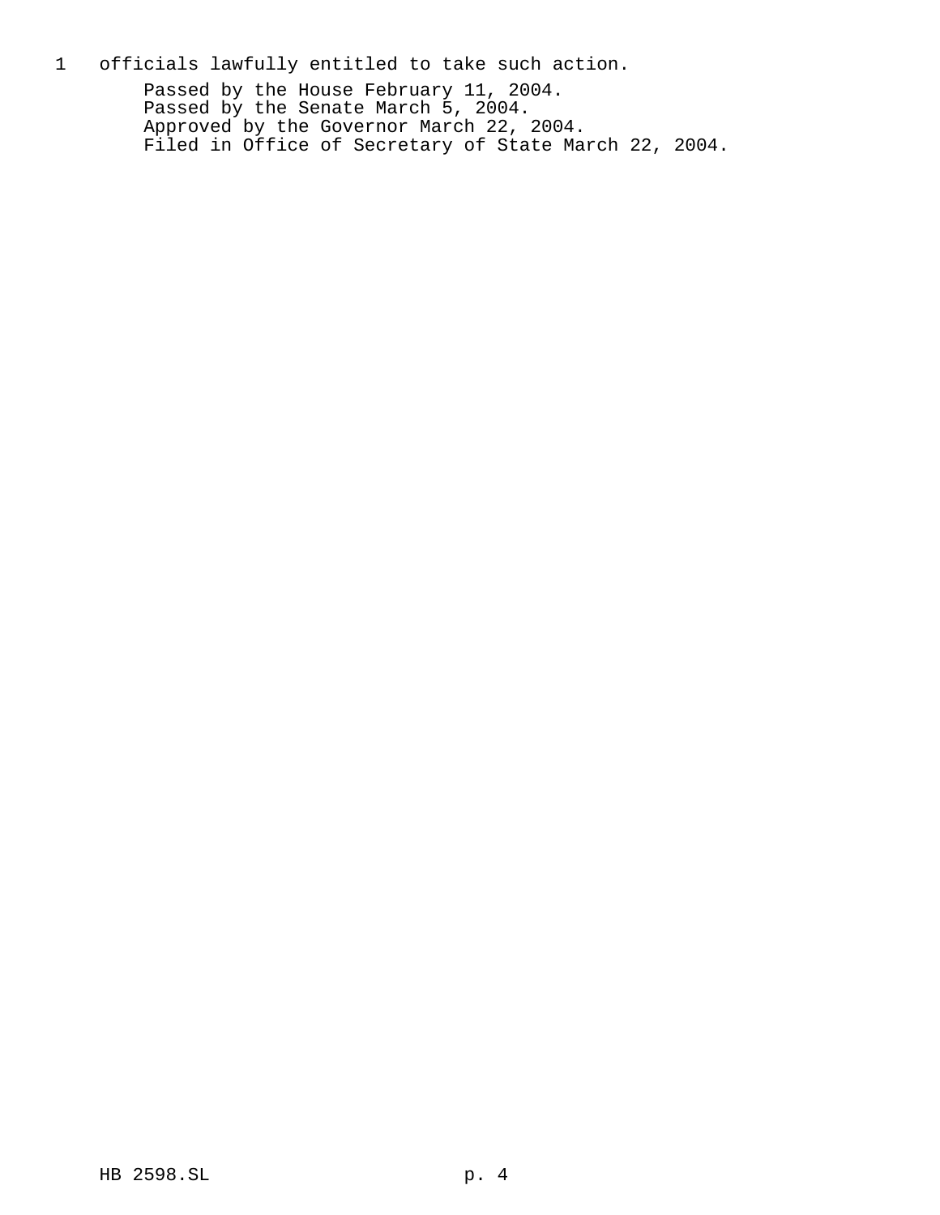officials lawfully entitled to take such action.

Passed by the House February 11, 2004.
Passed by the Senate March 5, 2004.
Approved by the Governor March 22, 2004.
Filed in Office of Secretary of State March 22, 2004.